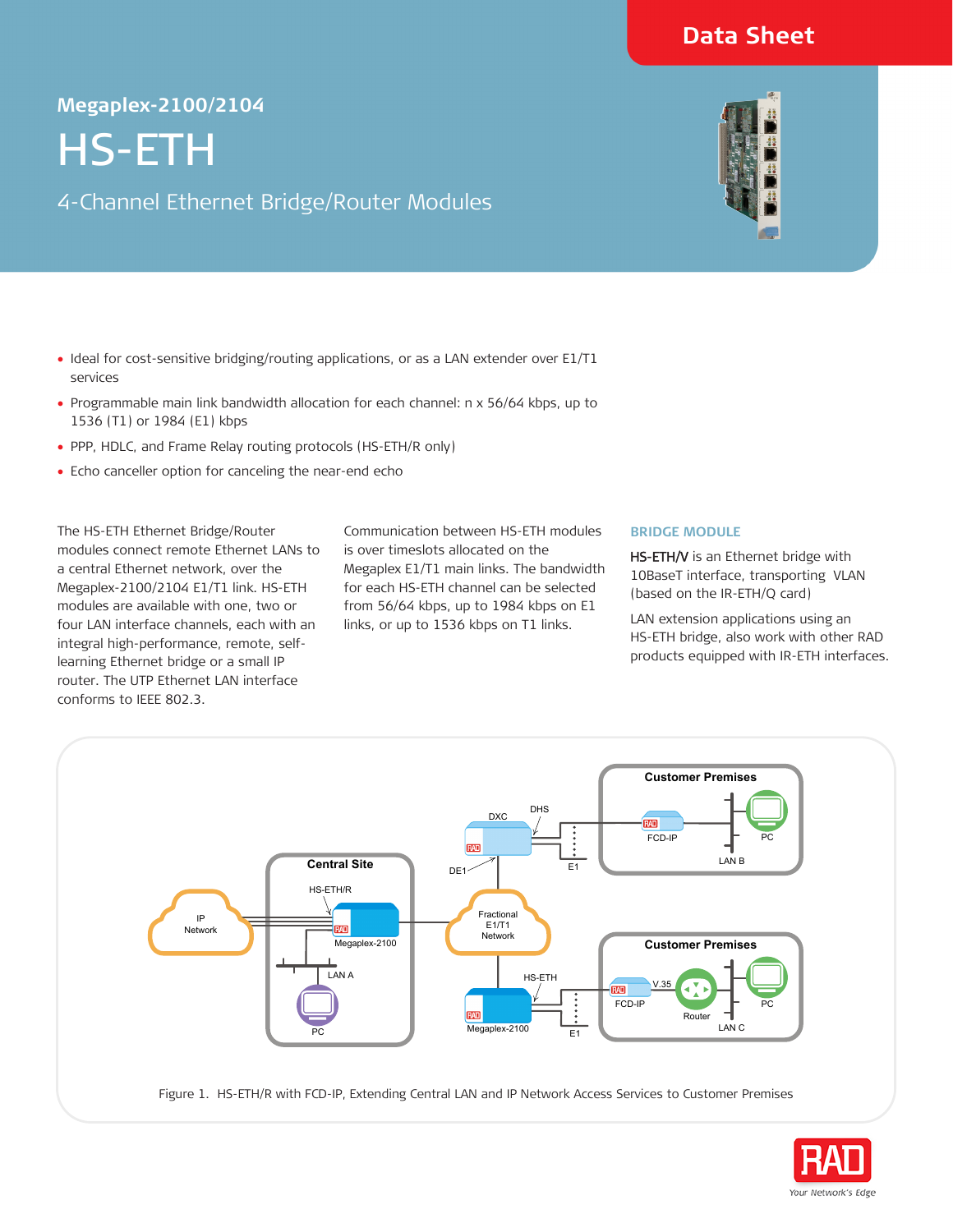Data Sheet

**Megaplex-2100/2104**

# HS-ETH

## 4-Channel Ethernet Bridge/Router Modules

- Ideal for cost-sensitive bridging/routing applications, or as a LAN extender over E1/T1 services
- Programmable main link bandwidth allocation for each channel: n x 56/64 kbps, up to 1536 (T1) or 1984 (E1) kbps
- PPP, HDLC, and Frame Relay routing protocols (HS-ETH/R only)
- Echo canceller option for canceling the near-end echo

The HS-ETH Ethernet Bridge/Router modules connect remote Ethernet LANs to a central Ethernet network, over the Megaplex-2100/2104 E1/T1 link. HS-ETH modules are available with one, two or four LAN interface channels, each with an integral high-performance, remote, self-learning Ethernet bridge or a small IP router. The UTP Ethernet LAN interface conforms to IEEE 802.3.

Communication between HS-ETH modules is over timeslots allocated on the Megaplex E1/T1 main links. The bandwidth for each HS-ETH channel can be selected from 56/64 kbps, up to 1984 kbps on E1 links, or up to 1536 kbps on T1 links.

### BRIDGE MODULE

HS-ETH/V is an Ethernet bridge with 10BaseT interface, transporting VLAN (based on the IR-ETH/Q card)

LAN extension applications using an HS-ETH bridge, also work with other RAD products equipped with IR-ETH interfaces.

Figure 1. HS-ETH/R with FCD-IP, Extending Central LAN and IP Network Access Services to Customer Premises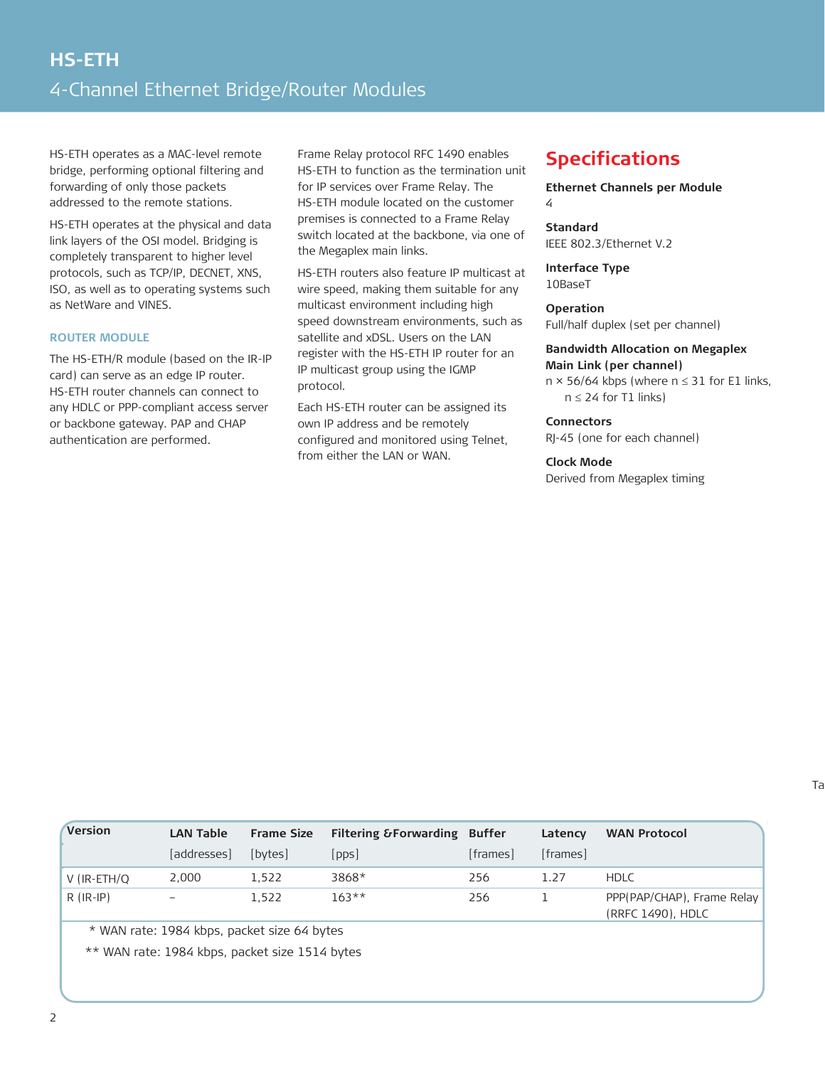# HS-ETH

## 4-Channel Ethernet Bridge/Router Modules

HS-ETH operates as a MAC-level remote bridge, performing optional filtering and forwarding of only those packets addressed to the remote stations.

HS-ETH operates at the physical and data link layers of the OSI model. Bridging is completely transparent to higher level protocols, such as TCP/IP, DECNET, XNS, ISO, as well as to operating systems such as NetWare and VINES.

### ROUTER MODULE

The HS-ETH/R module (based on the IR-IP card) can serve as an edge IP router. HS-ETH router channels can connect to any HDLC or PPP-compliant access server or backbone gateway. PAP and CHAP authentication are performed.

Frame Relay protocol RFC 1490 enables HS-ETH to function as the termination unit for IP services over Frame Relay. The HS-ETH module located on the customer premises is connected to a Frame Relay switch located at the backbone, via one of the Megaplex main links.

HS-ETH routers also feature IP multicast at wire speed, making them suitable for any multicast environment including high speed downstream environments, such as satellite and xDSL. Users on the LAN register with the HS-ETH IP router for an IP multicast group using the IGMP protocol.

Each HS-ETH router can be assigned its own IP address and be remotely configured and monitored using Telnet, from either the LAN or WAN.

## Specifications

**Ethernet Channels per Module**
4

**Standard**
IEEE 802.3/Ethernet V.2

**Interface Type**
10BaseT

**Operation**
Full/half duplex (set per channel)

**Bandwidth Allocation on Megaplex Main Link (per channel)**
n × 56/64 kbps (where $n \leq 31$ for E1 links, $n \leq 24$ for T1 links)

**Connectors**
RJ-45 (one for each channel)

**Clock Mode**
Derived from Megaplex timing

| Version | LAN Table [addresses] | Frame Size [bytes] | Filtering &Forwarding [pps] | Buffer [frames] | Latency [frames] | WAN Protocol |
|---|---|---|---|---|---|---|
| V (IR-ETH/Q | 2,000 | 1,522 | 3868* | 256 | 1.27 | HDLC |
| R (IR-IP) | – | 1,522 | 163** | 256 | 1 | PPP(PAP/CHAP), Frame Relay (RRFC 1490), HDLC |

\* WAN rate: 1984 kbps, packet size 64 bytes

\** WAN rate: 1984 kbps, packet size 1514 bytes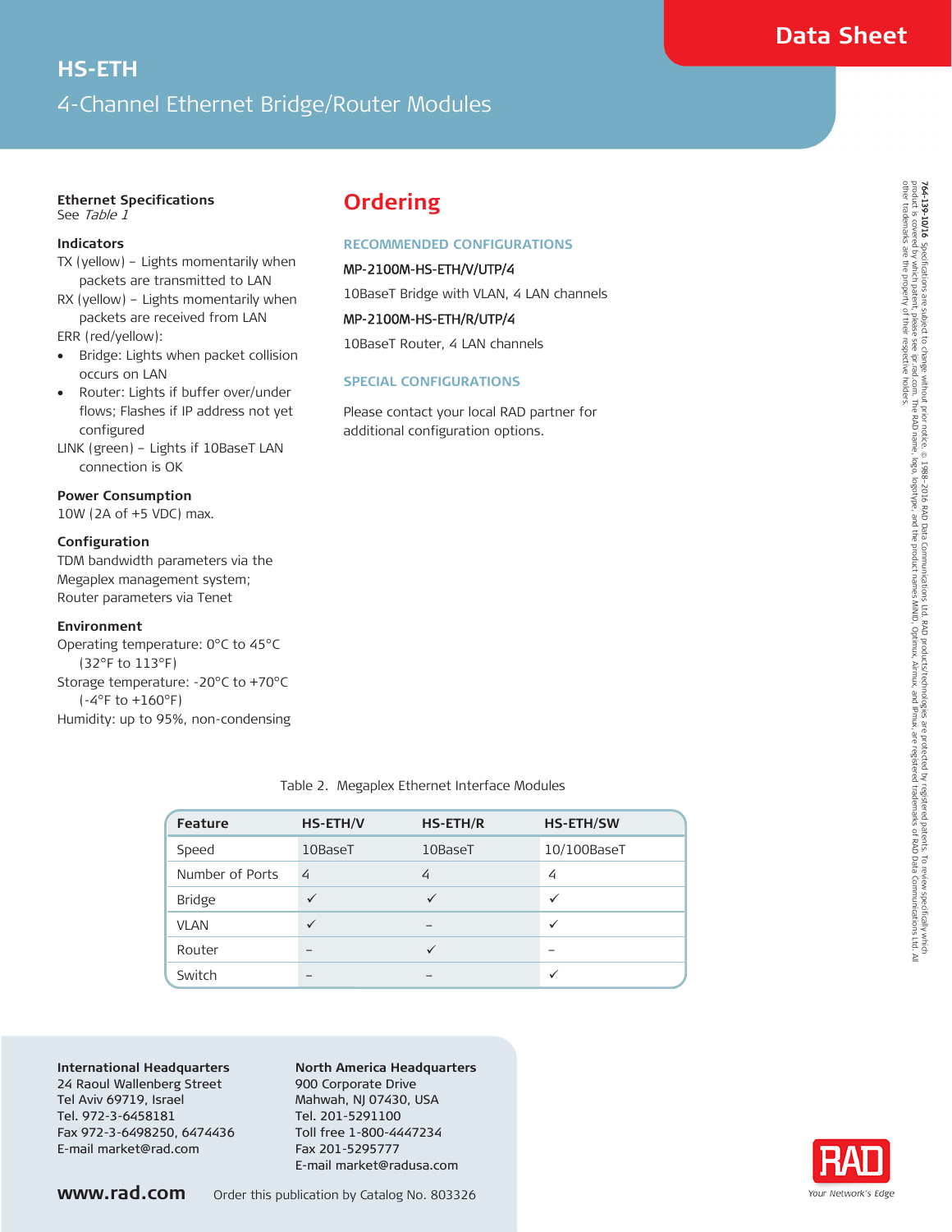# HS-ETH

## 4-Channel Ethernet Bridge/Router Modules

Data Sheet

**Ethernet Specifications**
See *Table 1*

**Indicators**
TX (yellow) – Lights momentarily when packets are transmitted to LAN
RX (yellow) – Lights momentarily when packets are received from LAN
ERR (red/yellow):
- Bridge: Lights when packet collision occurs on LAN
- Router: Lights if buffer over/under flows; Flashes if IP address not yet configured

LINK (green) – Lights if 10BaseT LAN connection is OK

**Power Consumption**
10W (2A of +5 VDC) max.

**Configuration**
TDM bandwidth parameters via the Megaplex management system;
Router parameters via Tenet

**Environment**
Operating temperature: 0°C to 45°C (32°F to 113°F)
Storage temperature: -20°C to +70°C (-4°F to +160°F)
Humidity: up to 95%, non-condensing

## Ordering

### RECOMMENDED CONFIGURATIONS

MP-2100M-HS-ETH/V/UTP/4
10BaseT Bridge with VLAN, 4 LAN channels

MP-2100M-HS-ETH/R/UTP/4
10BaseT Router, 4 LAN channels

### SPECIAL CONFIGURATIONS

Please contact your local RAD partner for additional configuration options.

Table 2. Megaplex Ethernet Interface Modules

| Feature | HS-ETH/V | HS-ETH/R | HS-ETH/SW |
|---|---|---|---|
| Speed | 10BaseT | 10BaseT | 10/100BaseT |
| Number of Ports | 4 | 4 | 4 |
| Bridge | ✓ | ✓ | ✓ |
| VLAN | ✓ | – | ✓ |
| Router | – | ✓ | – |
| Switch | – | – | ✓ |

**International Headquarters**
24 Raoul Wallenberg Street
Tel Aviv 69719, Israel
Tel. 972-3-6458181
Fax 972-3-6498250, 6474436
E-mail market@rad.com

**North America Headquarters**
900 Corporate Drive
Mahwah, NJ 07430, USA
Tel. 201-5291100
Toll free 1-800-4447234
Fax 201-5295777
E-mail market@radusa.com

**www.rad.com** Order this publication by Catalog No. 803326

**764-139-10/16** Specifications are subject to change without prior notice. © 1988–2016 RAD Data Communications Ltd. RAD products/technologies are protected by registered patents. To review specifically which product is covered by which patent, please see ipr.rad.com. The RAD name, logo, logotype, and the product names MiNID, Optimux, Airmux, and IPmux, are registered trademarks of RAD Data Communications Ltd. All other trademarks are the property of their respective holders.

RAD Your Network's Edge